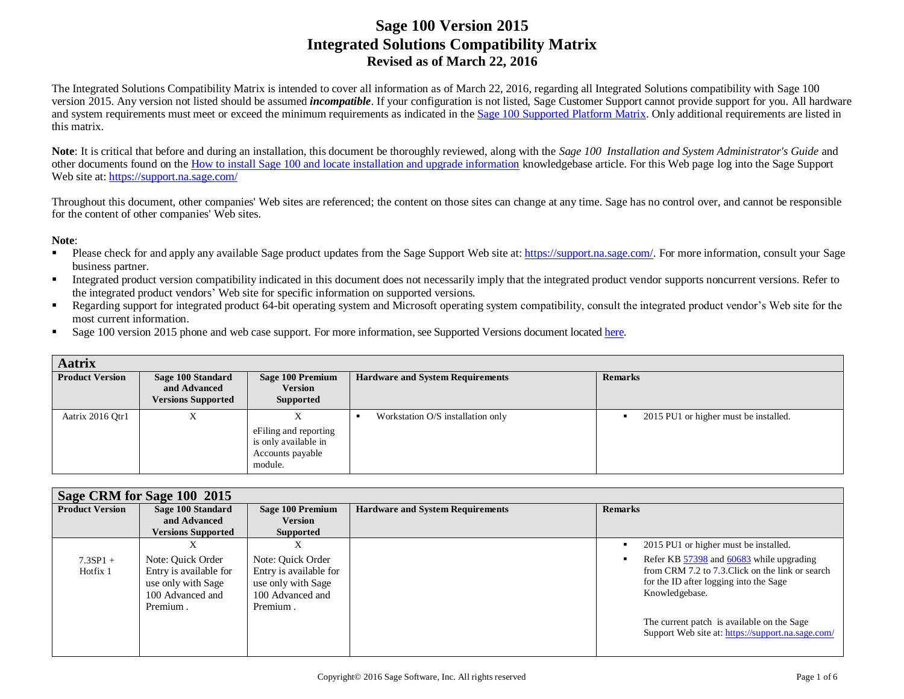# Sage 100 Version 2015
# Integrated Solutions Compatibility Matrix
## Revised as of March 22, 2016

The Integrated Solutions Compatibility Matrix is intended to cover all information as of March 22, 2016, regarding all Integrated Solutions compatibility with Sage 100 version 2015. Any version not listed should be assumed ***incompatible***. If your configuration is not listed, Sage Customer Support cannot provide support for you. All hardware and system requirements must meet or exceed the minimum requirements as indicated in the Sage 100 Supported Platform Matrix. Only additional requirements are listed in this matrix.

**Note**: It is critical that before and during an installation, this document be thoroughly reviewed, along with the *Sage 100 Installation and System Administrator's Guide* and other documents found on the How to install Sage 100 and locate installation and upgrade information knowledgebase article. For this Web page log into the Sage Support Web site at: https://support.na.sage.com/

Throughout this document, other companies' Web sites are referenced; the content on those sites can change at any time. Sage has no control over, and cannot be responsible for the content of other companies' Web sites.

**Note**:

- Please check for and apply any available Sage product updates from the Sage Support Web site at: https://support.na.sage.com/. For more information, consult your Sage business partner.
- Integrated product version compatibility indicated in this document does not necessarily imply that the integrated product vendor supports noncurrent versions. Refer to the integrated product vendors' Web site for specific information on supported versions.
- Regarding support for integrated product 64-bit operating system and Microsoft operating system compatibility, consult the integrated product vendor's Web site for the most current information.
- Sage 100 version 2015 phone and web case support. For more information, see Supported Versions document located here.

### Aatrix

| Product Version | Sage 100 Standard and Advanced Versions Supported | Sage 100 Premium Version Supported | Hardware and System Requirements | Remarks |
|---|---|---|---|---|
| Aatrix 2016 Qtr1 | X | X<br>eFiling and reporting is only available in Accounts payable module. | ▪ Workstation O/S installation only | ▪ 2015 PU1 or higher must be installed. |

### Sage CRM for Sage 100 2015

| Product Version | Sage 100 Standard and Advanced Versions Supported | Sage 100 Premium Version Supported | Hardware and System Requirements | Remarks |
|---|---|---|---|---|
| 7.3SP1 + Hotfix 1 | X<br>Note: Quick Order Entry is available for use only with Sage 100 Advanced and Premium . | X<br>Note: Quick Order Entry is available for use only with Sage 100 Advanced and Premium . | | ▪ 2015 PU1 or higher must be installed.<br>▪ Refer KB 57398 and 60683 while upgrading from CRM 7.2 to 7.3.Click on the link or search for the ID after logging into the Sage Knowledgebase.<br>The current patch is available on the Sage Support Web site at: https://support.na.sage.com/ |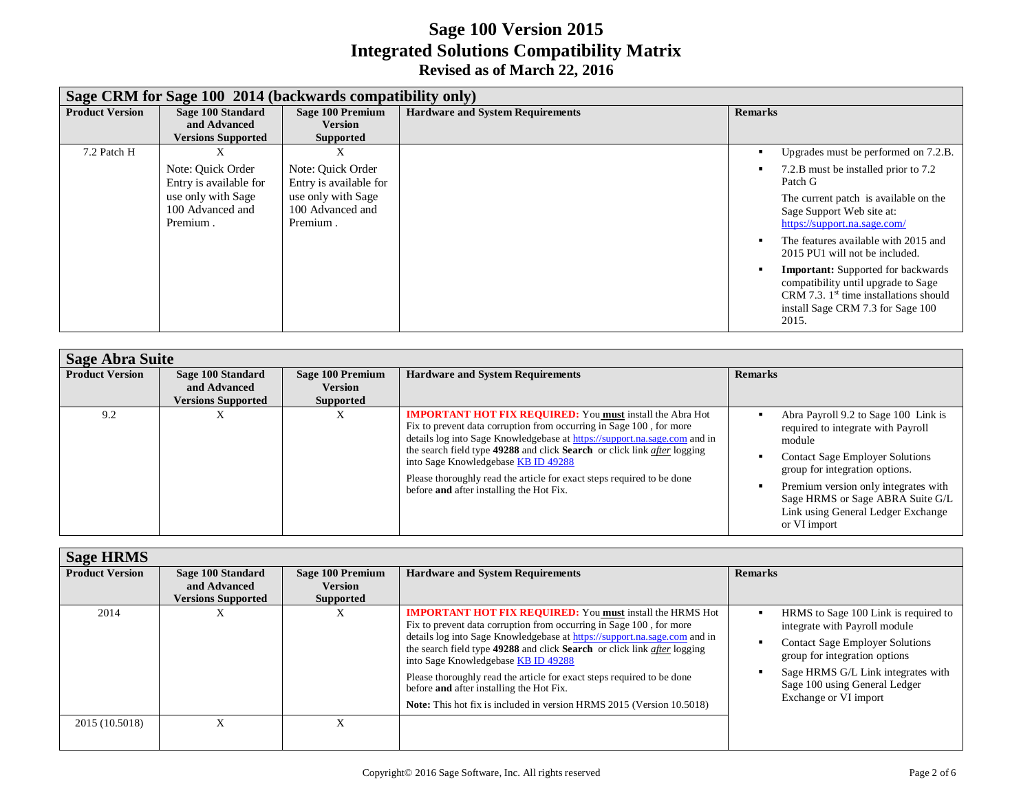# Sage 100 Version 2015
# Integrated Solutions Compatibility Matrix
## Revised as of March 22, 2016

### Sage CRM for Sage 100 2014 (backwards compatibility only)

| Product Version | Sage 100 Standard and Advanced Versions Supported | Sage 100 Premium Version Supported | Hardware and System Requirements | Remarks |
|---|---|---|---|---|
| 7.2 Patch H | X<br>Note: Quick Order Entry is available for use only with Sage 100 Advanced and Premium . | X<br>Note: Quick Order Entry is available for use only with Sage 100 Advanced and Premium . | | ▪ Upgrades must be performed on 7.2.B.<br>▪ 7.2.B must be installed prior to 7.2 Patch G<br>The current patch is available on the Sage Support Web site at: https://support.na.sage.com/<br>▪ The features available with 2015 and 2015 PU1 will not be included.<br>▪ **Important:** Supported for backwards compatibility until upgrade to Sage CRM 7.3. 1st time installations should install Sage CRM 7.3 for Sage 100 2015. |

### Sage Abra Suite

| Product Version | Sage 100 Standard and Advanced Versions Supported | Sage 100 Premium Version Supported | Hardware and System Requirements | Remarks |
|---|---|---|---|---|
| 9.2 | X | X | **IMPORTANT HOT FIX REQUIRED:** You **must** install the Abra Hot Fix to prevent data corruption from occurring in Sage 100 , for more details log into Sage Knowledgebase at https://support.na.sage.com and in the search field type **49288** and click **Search** or click link *after* logging into Sage Knowledgebase KB ID 49288<br>Please thoroughly read the article for exact steps required to be done before **and** after installing the Hot Fix. | ▪ Abra Payroll 9.2 to Sage 100 Link is required to integrate with Payroll module<br>▪ Contact Sage Employer Solutions group for integration options.<br>▪ Premium version only integrates with Sage HRMS or Sage ABRA Suite G/L Link using General Ledger Exchange or VI import |

### Sage HRMS

| Product Version | Sage 100 Standard and Advanced Versions Supported | Sage 100 Premium Version Supported | Hardware and System Requirements | Remarks |
|---|---|---|---|---|
| 2014 | X | X | **IMPORTANT HOT FIX REQUIRED:** You **must** install the HRMS Hot Fix to prevent data corruption from occurring in Sage 100 , for more details log into Sage Knowledgebase at https://support.na.sage.com and in the search field type **49288** and click **Search** or click link *after* logging into Sage Knowledgebase KB ID 49288<br>Please thoroughly read the article for exact steps required to be done before **and** after installing the Hot Fix.<br>**Note:** This hot fix is included in version HRMS 2015 (Version 10.5018) | ▪ HRMS to Sage 100 Link is required to integrate with Payroll module<br>▪ Contact Sage Employer Solutions group for integration options<br>▪ Sage HRMS G/L Link integrates with Sage 100 using General Ledger Exchange or VI import |
| 2015 (10.5018) | X | X | | |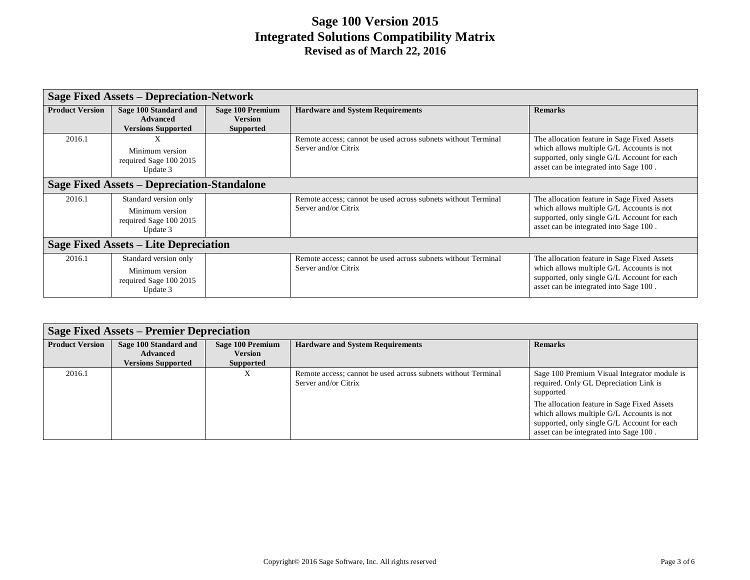# Sage 100 Version 2015
# Integrated Solutions Compatibility Matrix
## Revised as of March 22, 2016

| Sage Fixed Assets – Depreciation-Network | | | | |
|---|---|---|---|---|
| **Product Version** | **Sage 100 Standard and Advanced Versions Supported** | **Sage 100 Premium Version Supported** | **Hardware and System Requirements** | **Remarks** |
| 2016.1 | X<br>Minimum version required Sage 100 2015 Update 3 | | Remote access; cannot be used across subnets without Terminal Server and/or Citrix | The allocation feature in Sage Fixed Assets which allows multiple G/L Accounts is not supported, only single G/L Account for each asset can be integrated into Sage 100 . |
| **Sage Fixed Assets – Depreciation-Standalone** | | | | |
| 2016.1 | Standard version only<br>Minimum version required Sage 100 2015 Update 3 | | Remote access; cannot be used across subnets without Terminal Server and/or Citrix | The allocation feature in Sage Fixed Assets which allows multiple G/L Accounts is not supported, only single G/L Account for each asset can be integrated into Sage 100 . |
| **Sage Fixed Assets – Lite Depreciation** | | | | |
| 2016.1 | Standard version only<br>Minimum version required Sage 100 2015 Update 3 | | Remote access; cannot be used across subnets without Terminal Server and/or Citrix | The allocation feature in Sage Fixed Assets which allows multiple G/L Accounts is not supported, only single G/L Account for each asset can be integrated into Sage 100 . |

| Sage Fixed Assets – Premier Depreciation | | | | |
|---|---|---|---|---|
| **Product Version** | **Sage 100 Standard and Advanced Versions Supported** | **Sage 100 Premium Version Supported** | **Hardware and System Requirements** | **Remarks** |
| 2016.1 | | X | Remote access; cannot be used across subnets without Terminal Server and/or Citrix | Sage 100 Premium Visual Integrator module is required. Only GL Depreciation Link is supported<br>The allocation feature in Sage Fixed Assets which allows multiple G/L Accounts is not supported, only single G/L Account for each asset can be integrated into Sage 100 . |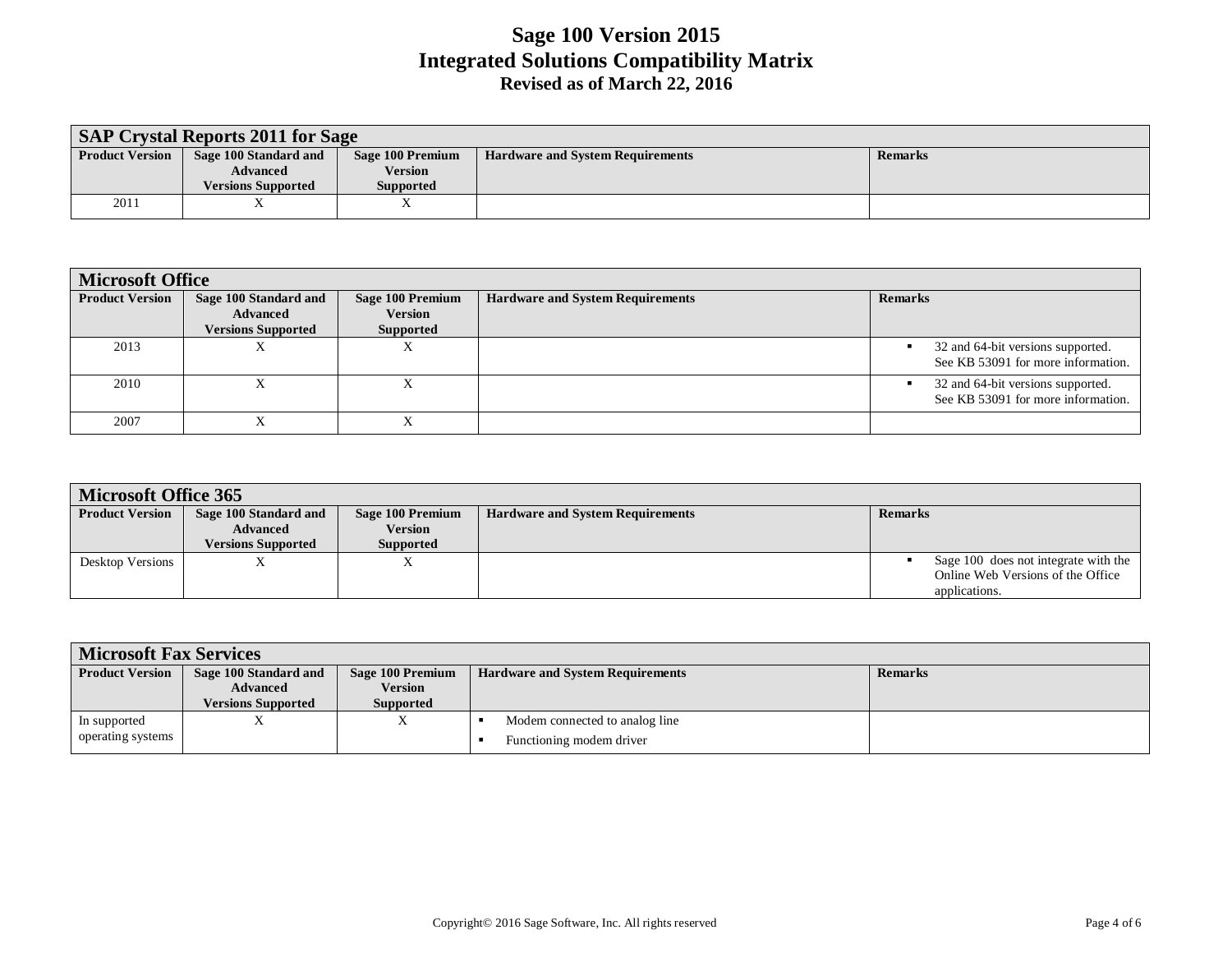# Sage 100 Version 2015
# Integrated Solutions Compatibility Matrix
### Revised as of March 22, 2016

| SAP Crystal Reports 2011 for Sage | | | | |
|---|---|---|---|---|
| **Product Version** | **Sage 100 Standard and Advanced Versions Supported** | **Sage 100 Premium Version Supported** | **Hardware and System Requirements** | **Remarks** |
| 2011 | X | X | | |

| Microsoft Office | | | | |
|---|---|---|---|---|
| **Product Version** | **Sage 100 Standard and Advanced Versions Supported** | **Sage 100 Premium Version Supported** | **Hardware and System Requirements** | **Remarks** |
| 2013 | X | X | | ▪ 32 and 64-bit versions supported. See KB 53091 for more information. |
| 2010 | X | X | | ▪ 32 and 64-bit versions supported. See KB 53091 for more information. |
| 2007 | X | X | | |

| Microsoft Office 365 | | | | |
|---|---|---|---|---|
| **Product Version** | **Sage 100 Standard and Advanced Versions Supported** | **Sage 100 Premium Version Supported** | **Hardware and System Requirements** | **Remarks** |
| Desktop Versions | X | X | | ▪ Sage 100 does not integrate with the Online Web Versions of the Office applications. |

| Microsoft Fax Services | | | | |
|---|---|---|---|---|
| **Product Version** | **Sage 100 Standard and Advanced Versions Supported** | **Sage 100 Premium Version Supported** | **Hardware and System Requirements** | **Remarks** |
| In supported operating systems | X | X | ▪ Modem connected to analog line<br>▪ Functioning modem driver | |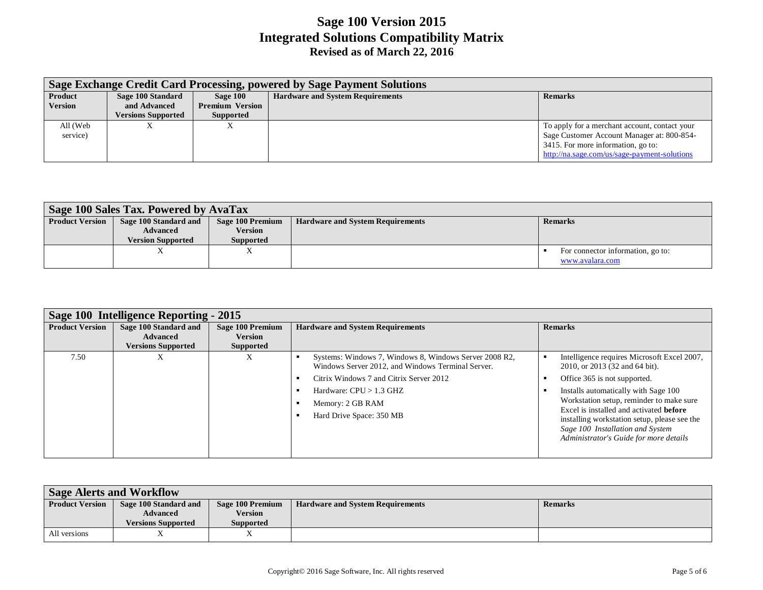# Sage 100 Version 2015
## Integrated Solutions Compatibility Matrix
### Revised as of March 22, 2016

| Sage Exchange Credit Card Processing, powered by Sage Payment Solutions | | | | |
|---|---|---|---|---|
| **Product Version** | **Sage 100 Standard and Advanced Versions Supported** | **Sage 100 Premium Version Supported** | **Hardware and System Requirements** | **Remarks** |
| All (Web service) | X | X | | To apply for a merchant account, contact your Sage Customer Account Manager at: 800-854-3415. For more information, go to: http://na.sage.com/us/sage-payment-solutions |

| Sage 100 Sales Tax. Powered by AvaTax | | | | |
|---|---|---|---|---|
| **Product Version** | **Sage 100 Standard and Advanced Version Supported** | **Sage 100 Premium Version Supported** | **Hardware and System Requirements** | **Remarks** |
| | X | X | | ▪ For connector information, go to: www.avalara.com |

| Sage 100 Intelligence Reporting - 2015 | | | | |
|---|---|---|---|---|
| **Product Version** | **Sage 100 Standard and Advanced Versions Supported** | **Sage 100 Premium Version Supported** | **Hardware and System Requirements** | **Remarks** |
| 7.50 | X | X | ▪ Systems: Windows 7, Windows 8, Windows Server 2008 R2, Windows Server 2012, and Windows Terminal Server.<br>▪ Citrix Windows 7 and Citrix Server 2012<br>▪ Hardware: CPU > 1.3 GHZ<br>▪ Memory: 2 GB RAM<br>▪ Hard Drive Space: 350 MB | ▪ Intelligence requires Microsoft Excel 2007, 2010, or 2013 (32 and 64 bit).<br>▪ Office 365 is not supported.<br>▪ Installs automatically with Sage 100 Workstation setup, reminder to make sure Excel is installed and activated **before** installing workstation setup, please see the *Sage 100 Installation and System Administrator's Guide for more details* |

| Sage Alerts and Workflow | | | | |
|---|---|---|---|---|
| **Product Version** | **Sage 100 Standard and Advanced Versions Supported** | **Sage 100 Premium Version Supported** | **Hardware and System Requirements** | **Remarks** |
| All versions | X | X | | |

Copyright© 2016 Sage Software, Inc. All rights reserved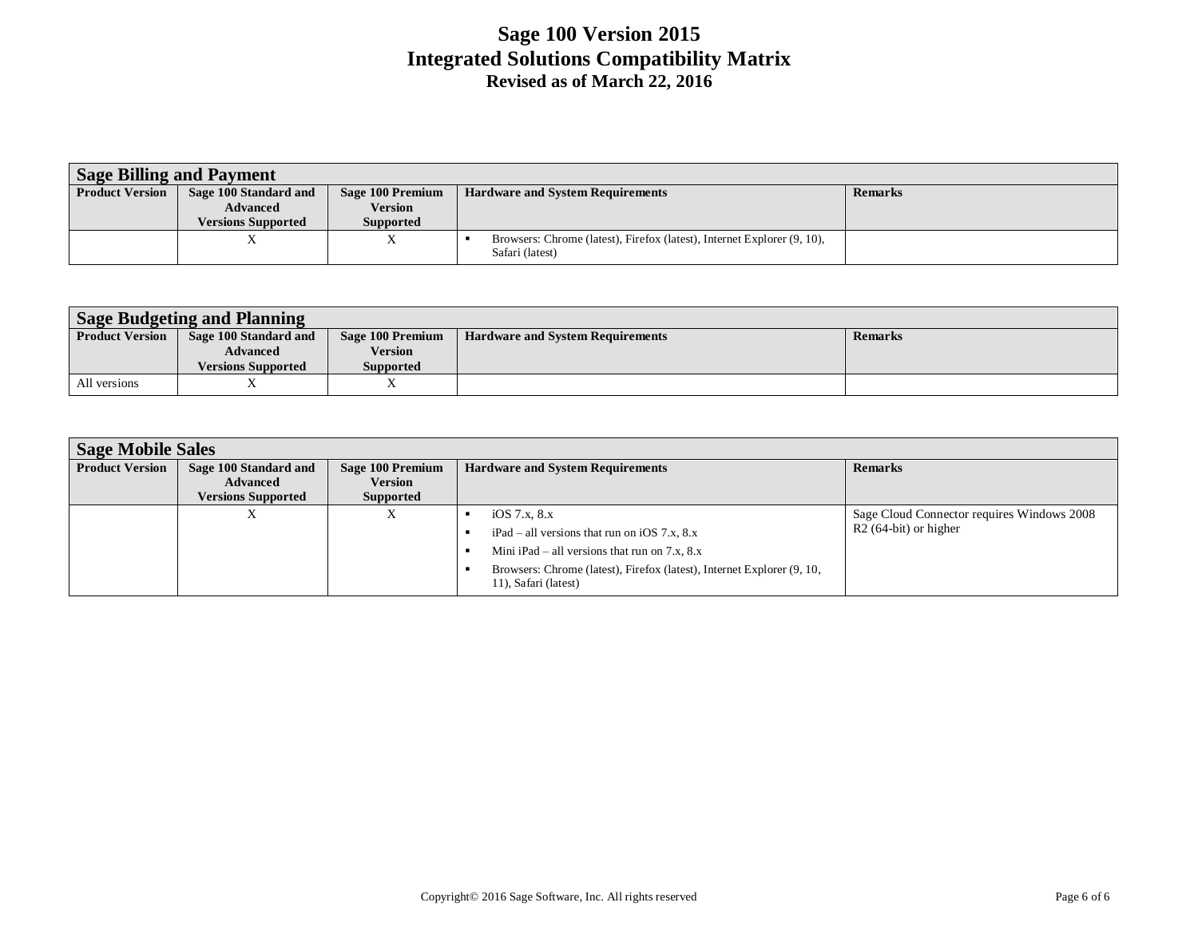# Sage 100 Version 2015
# Integrated Solutions Compatibility Matrix
### Revised as of March 22, 2016

## Sage Billing and Payment

| Product Version | Sage 100 Standard and Advanced Versions Supported | Sage 100 Premium Version Supported | Hardware and System Requirements | Remarks |
|---|---|---|---|---|
| | X | X | ▪ Browsers: Chrome (latest), Firefox (latest), Internet Explorer (9, 10), Safari (latest) | |

## Sage Budgeting and Planning

| Product Version | Sage 100 Standard and Advanced Versions Supported | Sage 100 Premium Version Supported | Hardware and System Requirements | Remarks |
|---|---|---|---|---|
| All versions | X | X | | |

## Sage Mobile Sales

| Product Version | Sage 100 Standard and Advanced Versions Supported | Sage 100 Premium Version Supported | Hardware and System Requirements | Remarks |
|---|---|---|---|---|
| | X | X | ▪ iOS 7.x, 8.x<br>▪ iPad – all versions that run on iOS 7.x, 8.x<br>▪ Mini iPad – all versions that run on 7.x, 8.x<br>▪ Browsers: Chrome (latest), Firefox (latest), Internet Explorer (9, 10, 11), Safari (latest) | Sage Cloud Connector requires Windows 2008 R2 (64-bit) or higher |

Copyright© 2016 Sage Software, Inc. All rights reserved